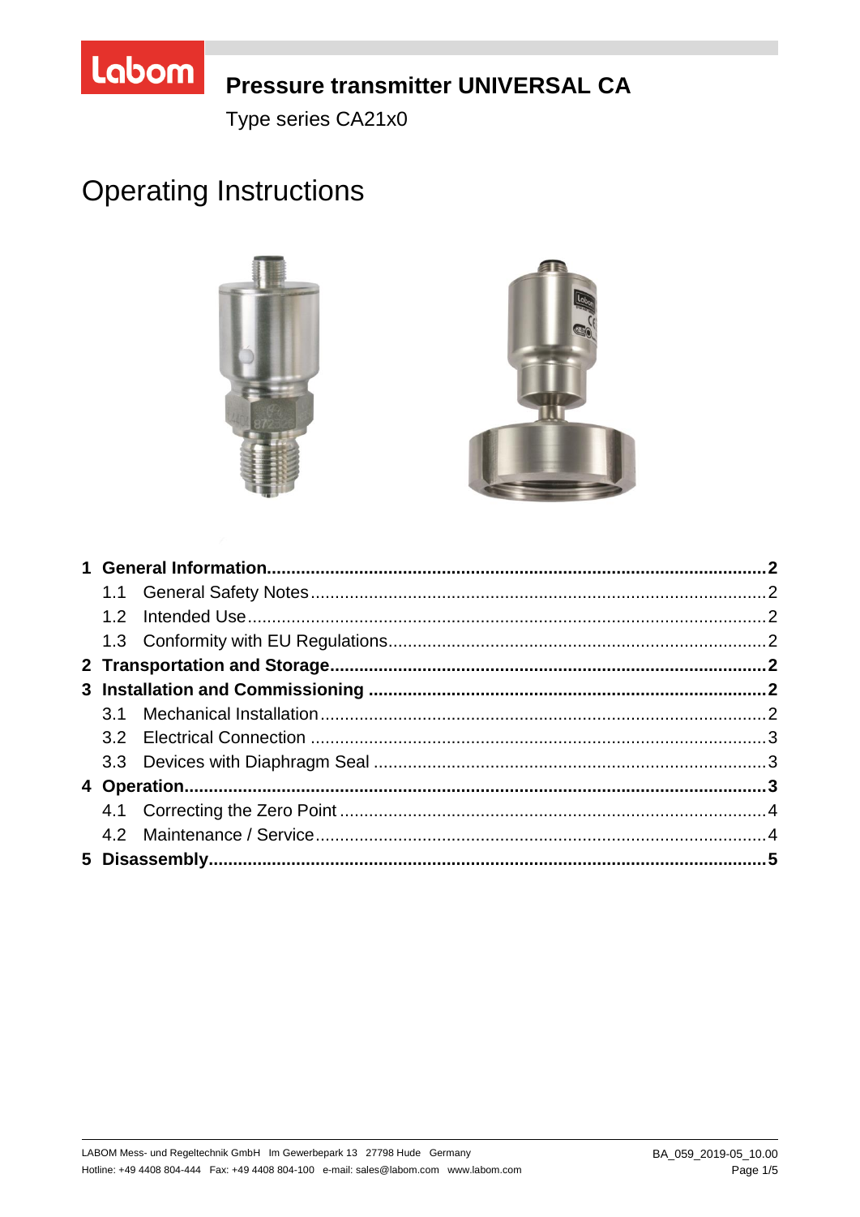# Pressure transmitter UNIVERSAL CA

Type series CA21x0

# Operating Instructions

**1 General Information** ........................................ **2**
- 1.1 General Safety Notes ........................................ 2
- 1.2 Intended Use ........................................ 2
- 1.3 Conformity with EU Regulations ........................................ 2

**2 Transportation and Storage** ........................................ **2**

**3 Installation and Commissioning** ........................................ **2**
- 3.1 Mechanical Installation ........................................ 2
- 3.2 Electrical Connection ........................................ 3
- 3.3 Devices with Diaphragm Seal ........................................ 3

**4 Operation** ........................................ **3**
- 4.1 Correcting the Zero Point ........................................ 4
- 4.2 Maintenance / Service ........................................ 4

**5 Disassembly** ........................................ **5**

LABOM Mess- und Regeltechnik GmbH Im Gewerbepark 13 27798 Hude Germany
Hotline: +49 4408 804-444 Fax: +49 4408 804-100 e-mail: sales@labom.com www.labom.com

BA_059_2019-05_10.00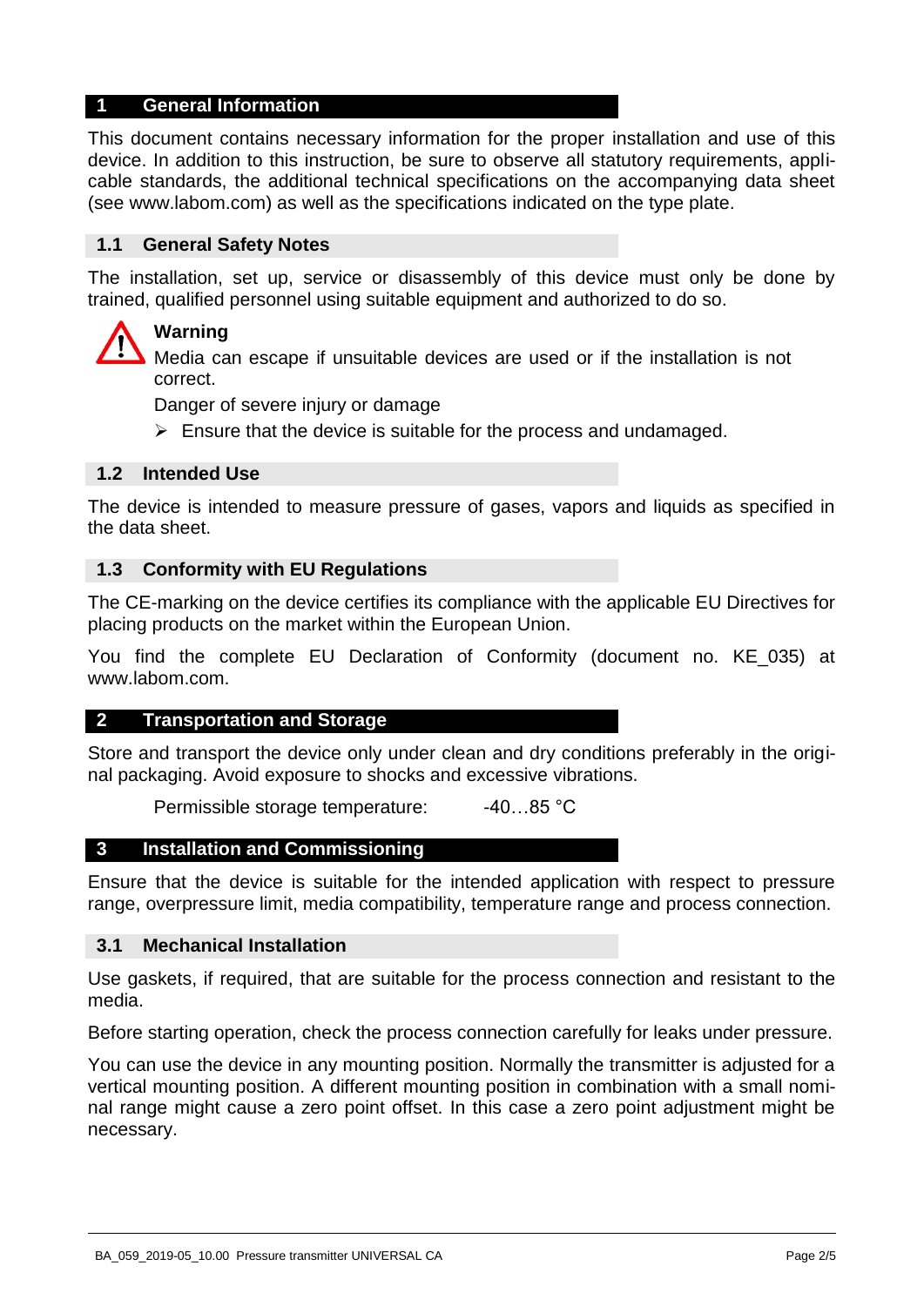## 1 General Information

This document contains necessary information for the proper installation and use of this device. In addition to this instruction, be sure to observe all statutory requirements, applicable standards, the additional technical specifications on the accompanying data sheet (see www.labom.com) as well as the specifications indicated on the type plate.

### 1.1 General Safety Notes

The installation, set up, service or disassembly of this device must only be done by trained, qualified personnel using suitable equipment and authorized to do so.

**Warning**

Media can escape if unsuitable devices are used or if the installation is not correct.

Danger of severe injury or damage

- Ensure that the device is suitable for the process and undamaged.

### 1.2 Intended Use

The device is intended to measure pressure of gases, vapors and liquids as specified in the data sheet.

### 1.3 Conformity with EU Regulations

The CE-marking on the device certifies its compliance with the applicable EU Directives for placing products on the market within the European Union.

You find the complete EU Declaration of Conformity (document no. KE_035) at www.labom.com.

## 2 Transportation and Storage

Store and transport the device only under clean and dry conditions preferably in the original packaging. Avoid exposure to shocks and excessive vibrations.

Permissible storage temperature: -40…85 °C

## 3 Installation and Commissioning

Ensure that the device is suitable for the intended application with respect to pressure range, overpressure limit, media compatibility, temperature range and process connection.

### 3.1 Mechanical Installation

Use gaskets, if required, that are suitable for the process connection and resistant to the media.

Before starting operation, check the process connection carefully for leaks under pressure.

You can use the device in any mounting position. Normally the transmitter is adjusted for a vertical mounting position. A different mounting position in combination with a small nominal range might cause a zero point offset. In this case a zero point adjustment might be necessary.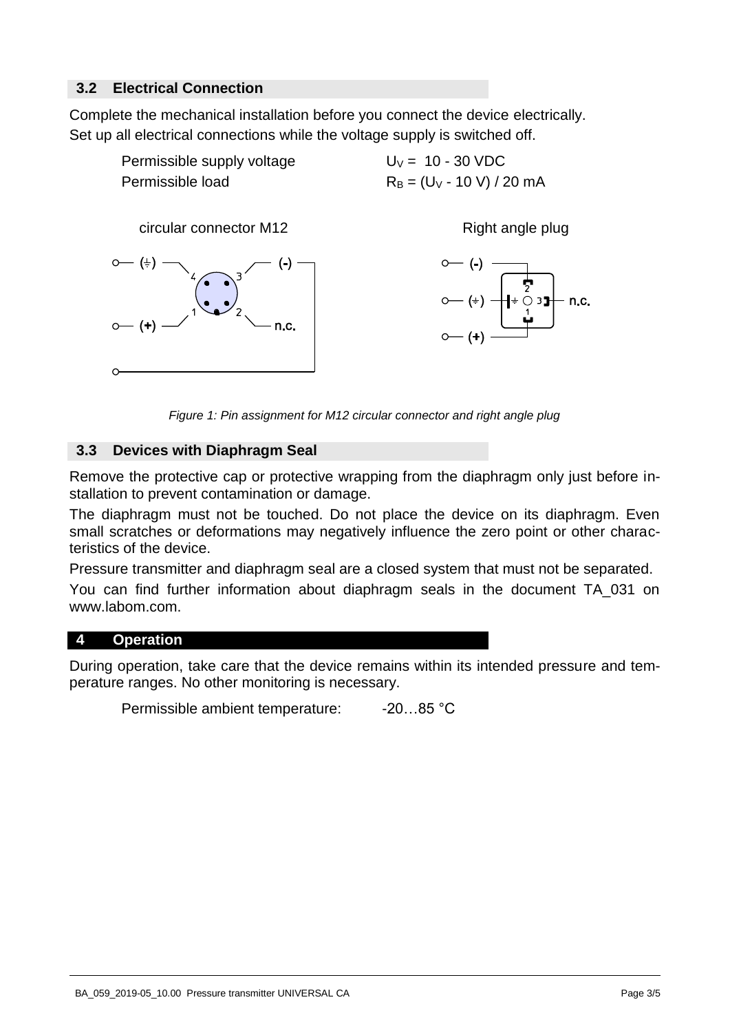## 3.2 Electrical Connection

Complete the mechanical installation before you connect the device electrically.
Set up all electrical connections while the voltage supply is switched off.

Permissible supply voltage $U_V$ = 10 - 30 VDC
Permissible load $R_B = (U_V - 10\ V) / 20\ mA$

circular connector M12 Right angle plug

*Figure 1: Pin assignment for M12 circular connector and right angle plug*

## 3.3 Devices with Diaphragm Seal

Remove the protective cap or protective wrapping from the diaphragm only just before installation to prevent contamination or damage.

The diaphragm must not be touched. Do not place the device on its diaphragm. Even small scratches or deformations may negatively influence the zero point or other characteristics of the device.

Pressure transmitter and diaphragm seal are a closed system that must not be separated.

You can find further information about diaphragm seals in the document TA_031 on www.labom.com.

# 4 Operation

During operation, take care that the device remains within its intended pressure and temperature ranges. No other monitoring is necessary.

Permissible ambient temperature: -20…85 °C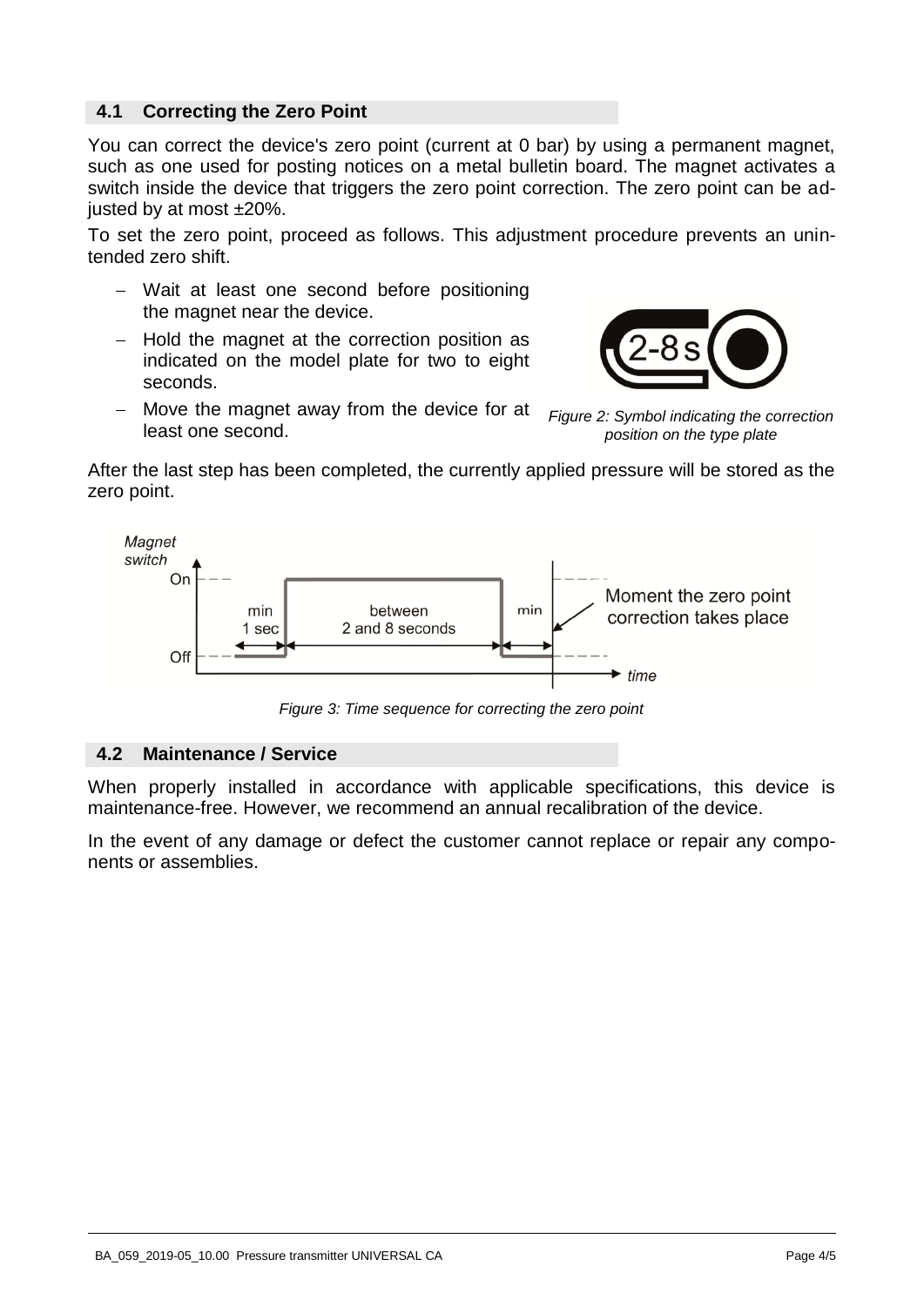## 4.1 Correcting the Zero Point

You can correct the device's zero point (current at 0 bar) by using a permanent magnet, such as one used for posting notices on a metal bulletin board. The magnet activates a switch inside the device that triggers the zero point correction. The zero point can be adjusted by at most ±20%.

To set the zero point, proceed as follows. This adjustment procedure prevents an unintended zero shift.

- Wait at least one second before positioning the magnet near the device.
- Hold the magnet at the correction position as indicated on the model plate for two to eight seconds.
- Move the magnet away from the device for at least one second.

*Figure 2: Symbol indicating the correction position on the type plate*

After the last step has been completed, the currently applied pressure will be stored as the zero point.

*Figure 3: Time sequence for correcting the zero point*

## 4.2 Maintenance / Service

When properly installed in accordance with applicable specifications, this device is maintenance-free. However, we recommend an annual recalibration of the device.

In the event of any damage or defect the customer cannot replace or repair any components or assemblies.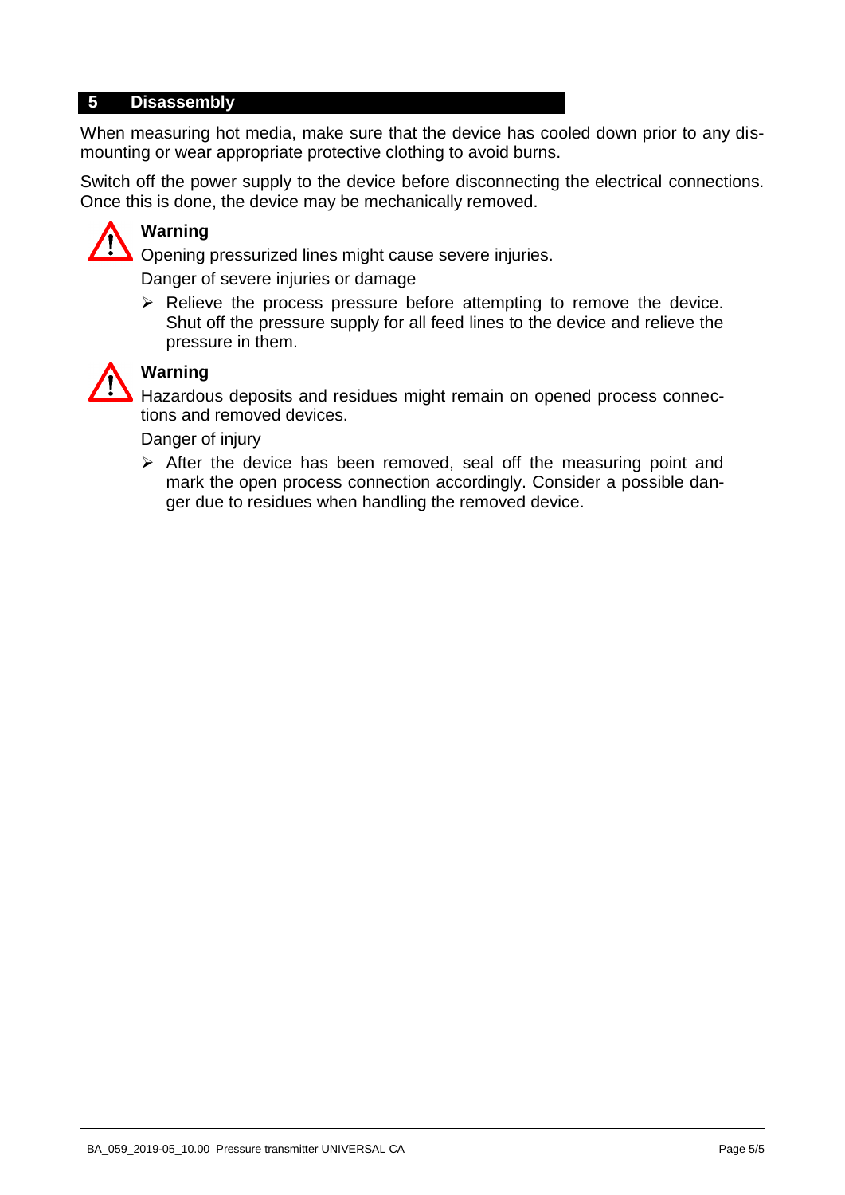## 5 Disassembly

When measuring hot media, make sure that the device has cooled down prior to any dismounting or wear appropriate protective clothing to avoid burns.

Switch off the power supply to the device before disconnecting the electrical connections. Once this is done, the device may be mechanically removed.

**Warning**

Opening pressurized lines might cause severe injuries.

Danger of severe injuries or damage

- Relieve the process pressure before attempting to remove the device. Shut off the pressure supply for all feed lines to the device and relieve the pressure in them.

**Warning**

Hazardous deposits and residues might remain on opened process connections and removed devices.

Danger of injury

- After the device has been removed, seal off the measuring point and mark the open process connection accordingly. Consider a possible danger due to residues when handling the removed device.